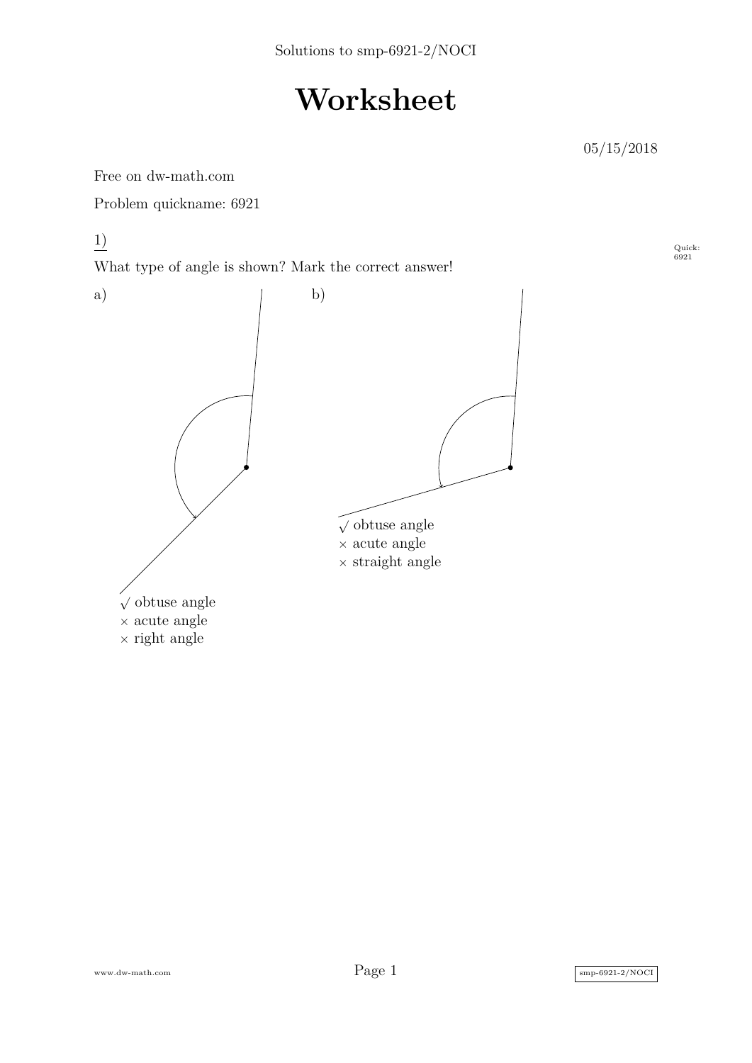Solutions to smp-6921-2/NOCI

# Worksheet

05/15/2018

Free on dw-math.com

Problem quickname: 6921

1)

What type of angle is shown? Mark the correct answer!

a)

√ obtuse angle
× acute angle
× right angle

b)

√ obtuse angle
× acute angle
× straight angle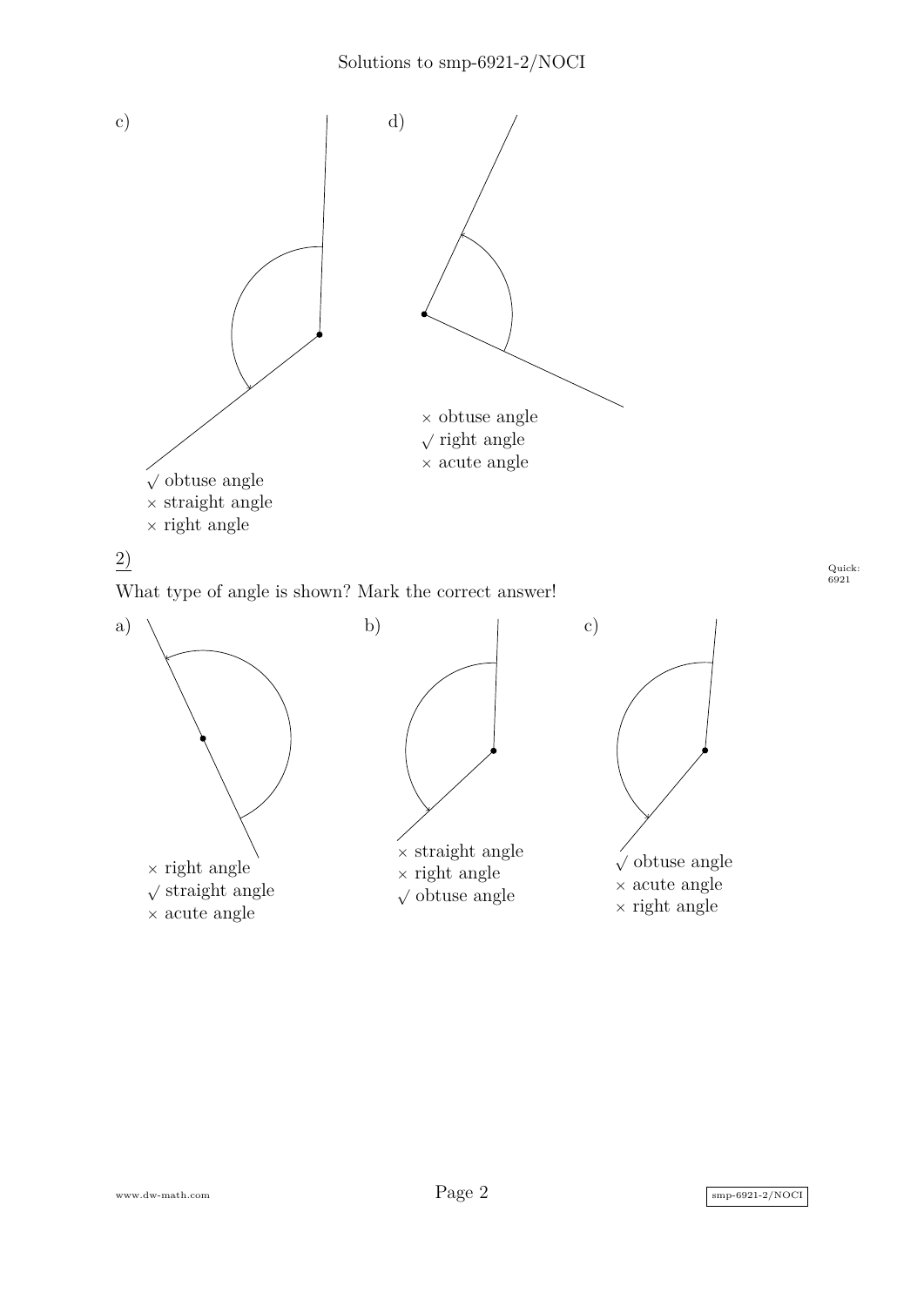c)

√ obtuse angle
× straight angle
× right angle

d)

× obtuse angle
√ right angle
× acute angle

2)

What type of angle is shown? Mark the correct answer!

Quick: 6921

a)

× right angle
√ straight angle
× acute angle

b)

× straight angle
× right angle
√ obtuse angle

c)

√ obtuse angle
× acute angle
× right angle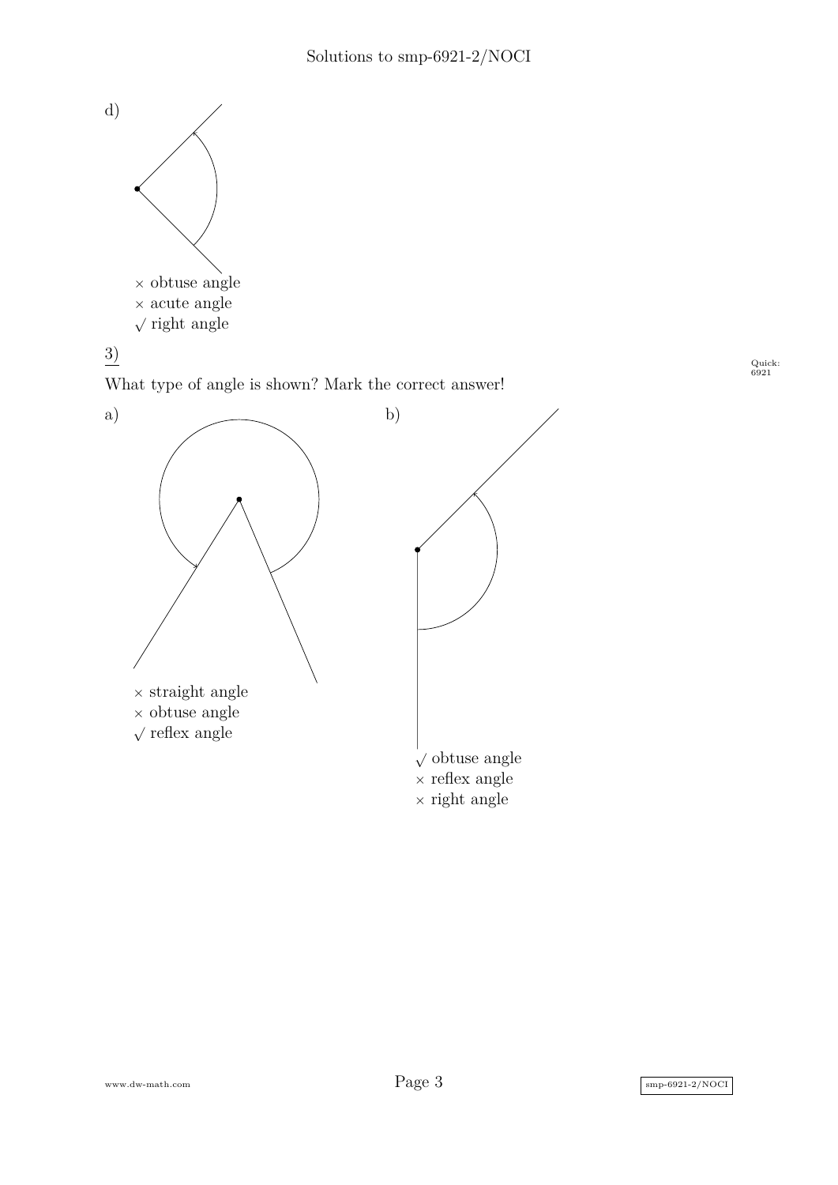d)

× obtuse angle
× acute angle
√ right angle

3)

What type of angle is shown? Mark the correct answer!

a)

× straight angle
× obtuse angle
√ reflex angle

b)

√ obtuse angle
× reflex angle
× right angle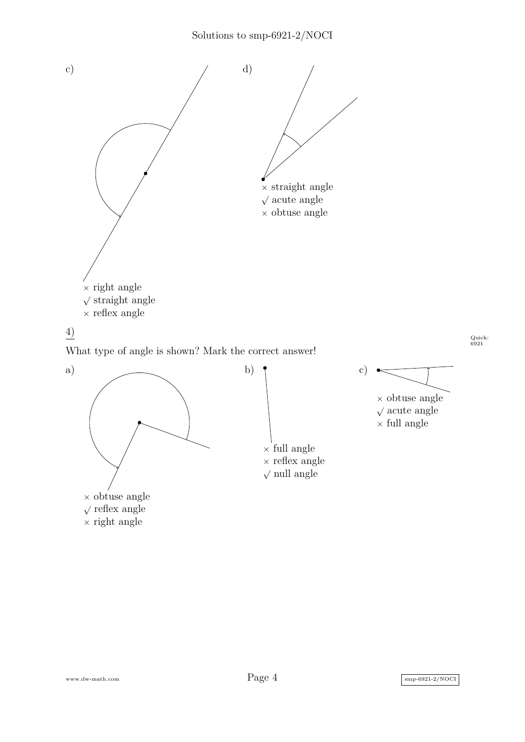c)

× right angle
√ straight angle
× reflex angle

d)

× straight angle
√ acute angle
× obtuse angle

4)

Quick: 6921

What type of angle is shown? Mark the correct answer!

a)

× obtuse angle
√ reflex angle
× right angle

b)

× full angle
× reflex angle
√ null angle

c)

× obtuse angle
√ acute angle
× full angle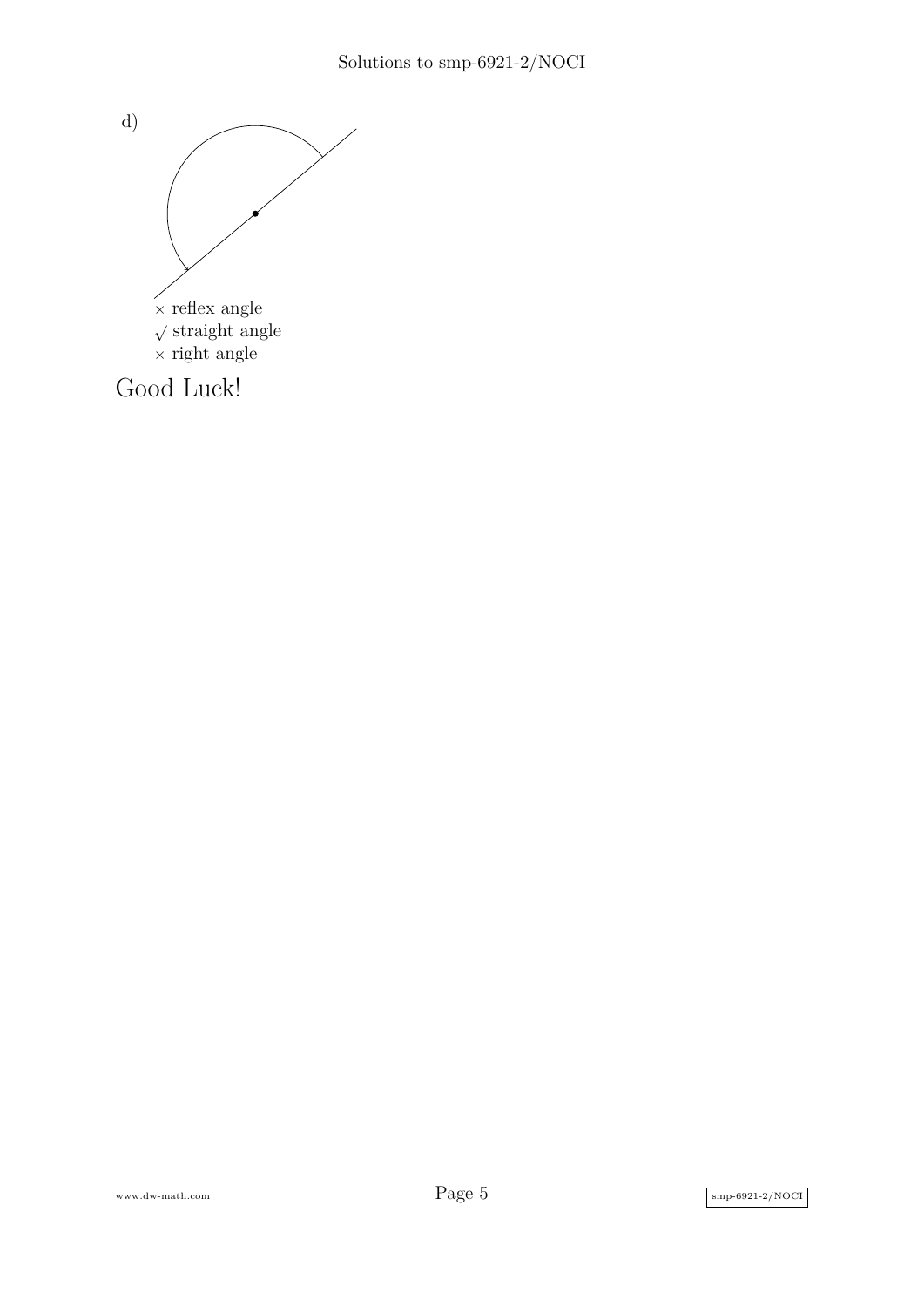d)

× reflex angle
√ straight angle
× right angle

Good Luck!